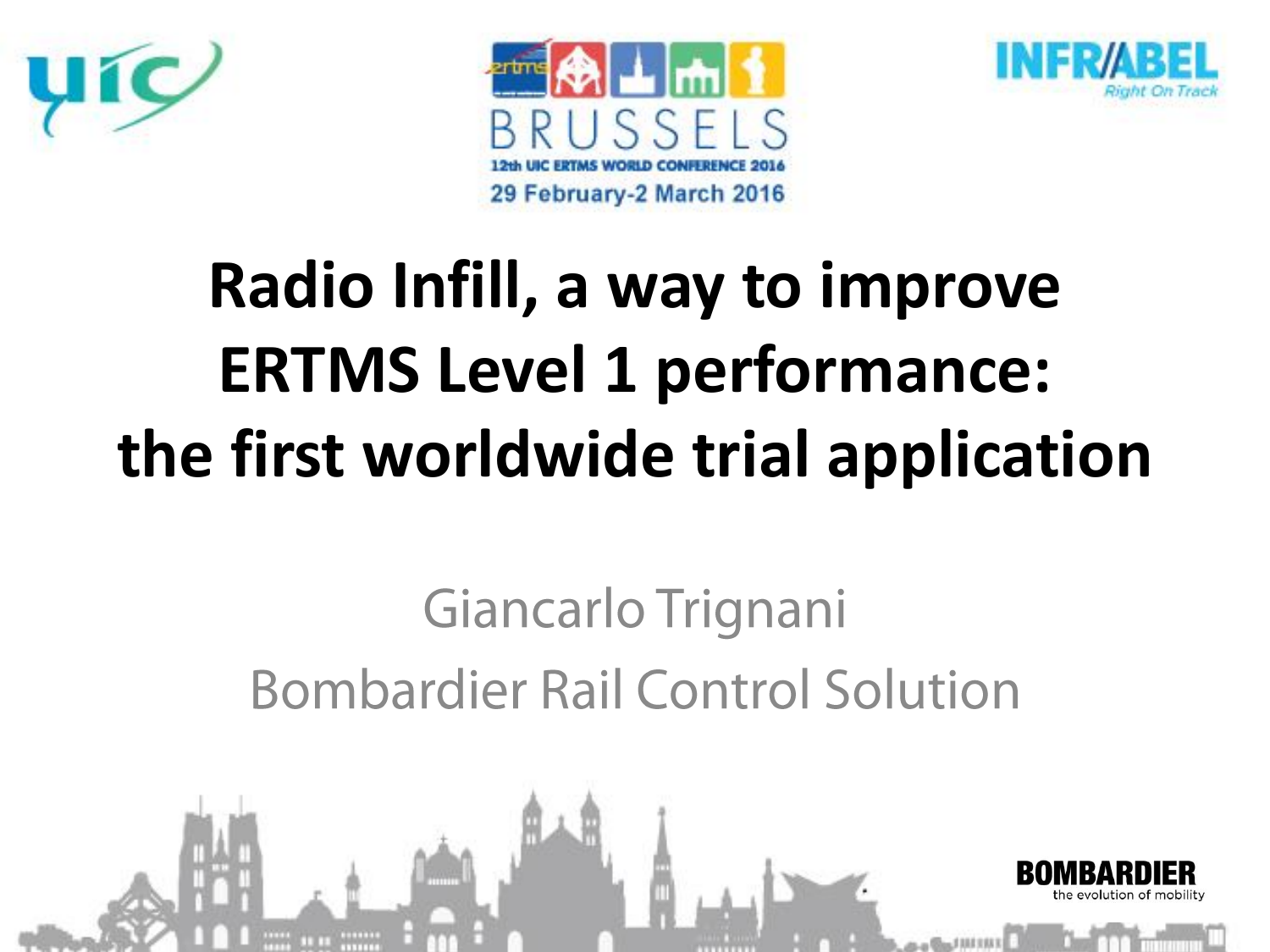12th UIC ERTMS WORLD CONFERENCE 2016

BRUSSELS

29 February-2 March 2016

# Radio Infill, a way to improve ERTMS Level 1 performance: the first worldwide trial application

Giancarlo Trignani

Bombardier Rail Control Solution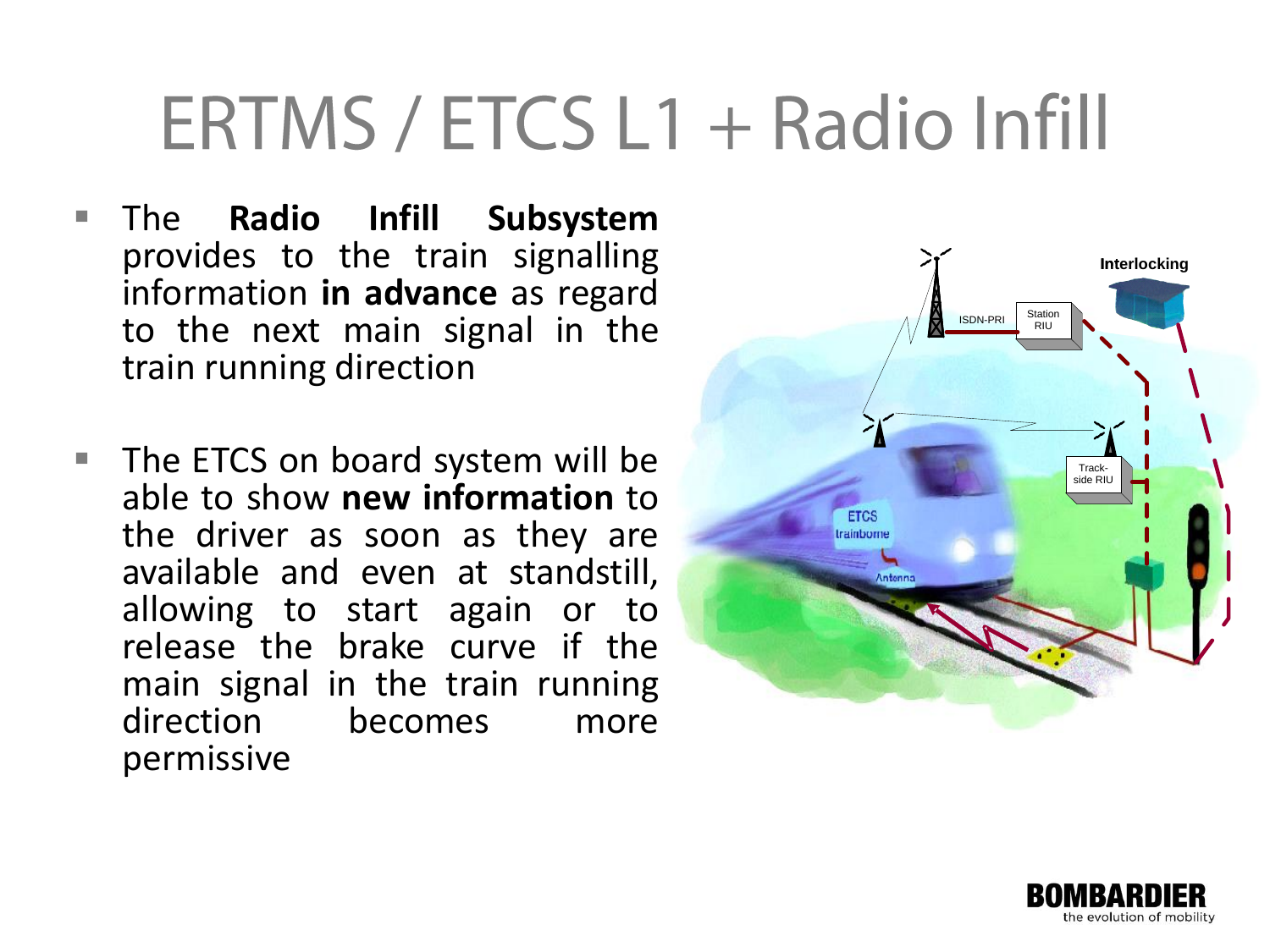# ERTMS / ETCS L1 + Radio Infill

- The **Radio Infill Subsystem** provides to the train signalling information **in advance** as regard to the next main signal in the train running direction
- The ETCS on board system will be able to show **new information** to the driver as soon as they are available and even at standstill, allowing to start again or to release the brake curve if the main signal in the train running direction becomes more permissive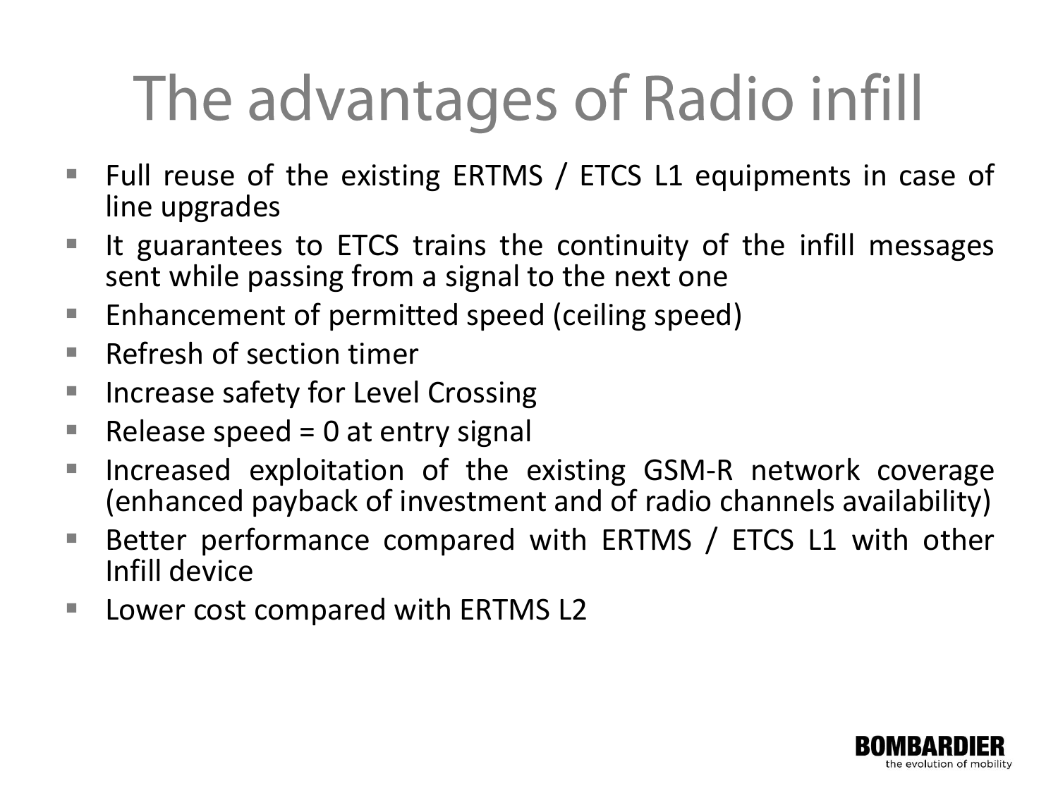# The advantages of Radio infill

- Full reuse of the existing ERTMS / ETCS L1 equipments in case of line upgrades
- It guarantees to ETCS trains the continuity of the infill messages sent while passing from a signal to the next one
- Enhancement of permitted speed (ceiling speed)
- Refresh of section timer
- Increase safety for Level Crossing
- Release speed = 0 at entry signal
- Increased exploitation of the existing GSM-R network coverage (enhanced payback of investment and of radio channels availability)
- Better performance compared with ERTMS / ETCS L1 with other Infill device
- Lower cost compared with ERTMS L2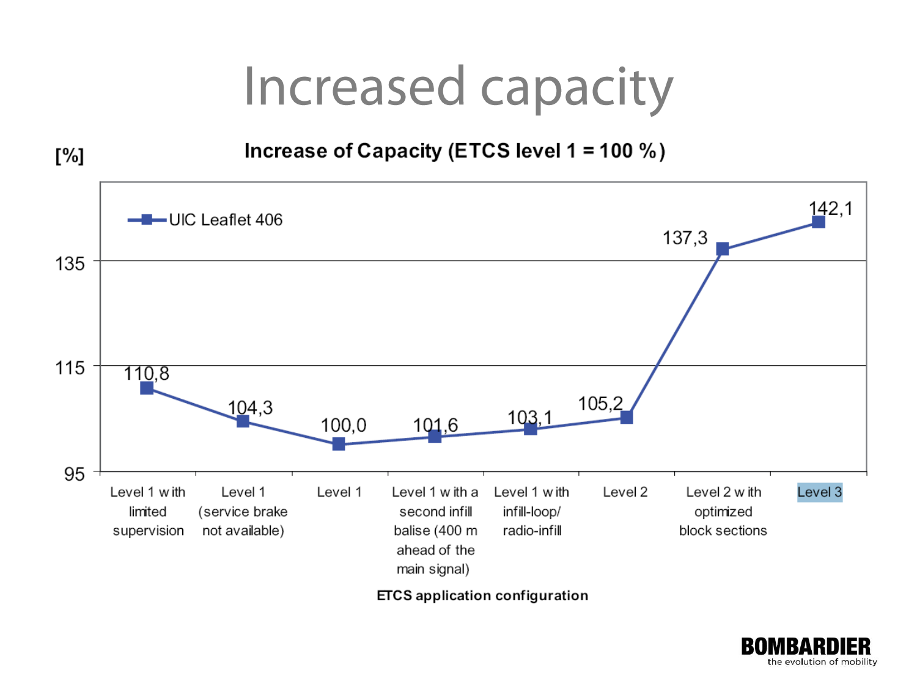# Increased capacity

**Increase of Capacity (ETCS level 1 = 100 %)**

[%]

UIC Leaflet 406

| ETCS application configuration | [%] |
|---|---|
| Level 1 with limited supervision | 110,8 |
| Level 1 (service brake not available) | 104,3 |
| Level 1 | 100,0 |
| Level 1 with a second infill balise (400 m ahead of the main signal) | 101,6 |
| Level 1 with infill-loop/ radio-infill | 103,1 |
| Level 2 | 105,2 |
| Level 2 with optimized block sections | 137,3 |
| Level 3 | 142,1 |

**ETCS application configuration**

**BOMBARDIER**
the evolution of mobility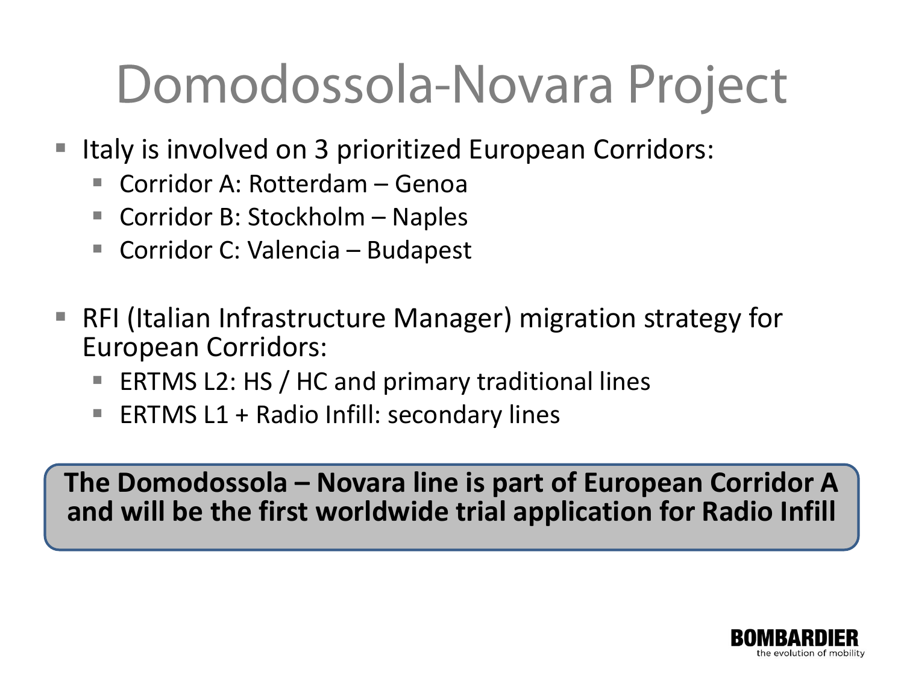# Domodossola-Novara Project

- Italy is involved on 3 prioritized European Corridors:
  - Corridor A: Rotterdam – Genoa
  - Corridor B: Stockholm – Naples
  - Corridor C: Valencia – Budapest

- RFI (Italian Infrastructure Manager) migration strategy for European Corridors:
  - ERTMS L2: HS / HC and primary traditional lines
  - ERTMS L1 + Radio Infill: secondary lines

**The Domodossola – Novara line is part of European Corridor A and will be the first worldwide trial application for Radio Infill**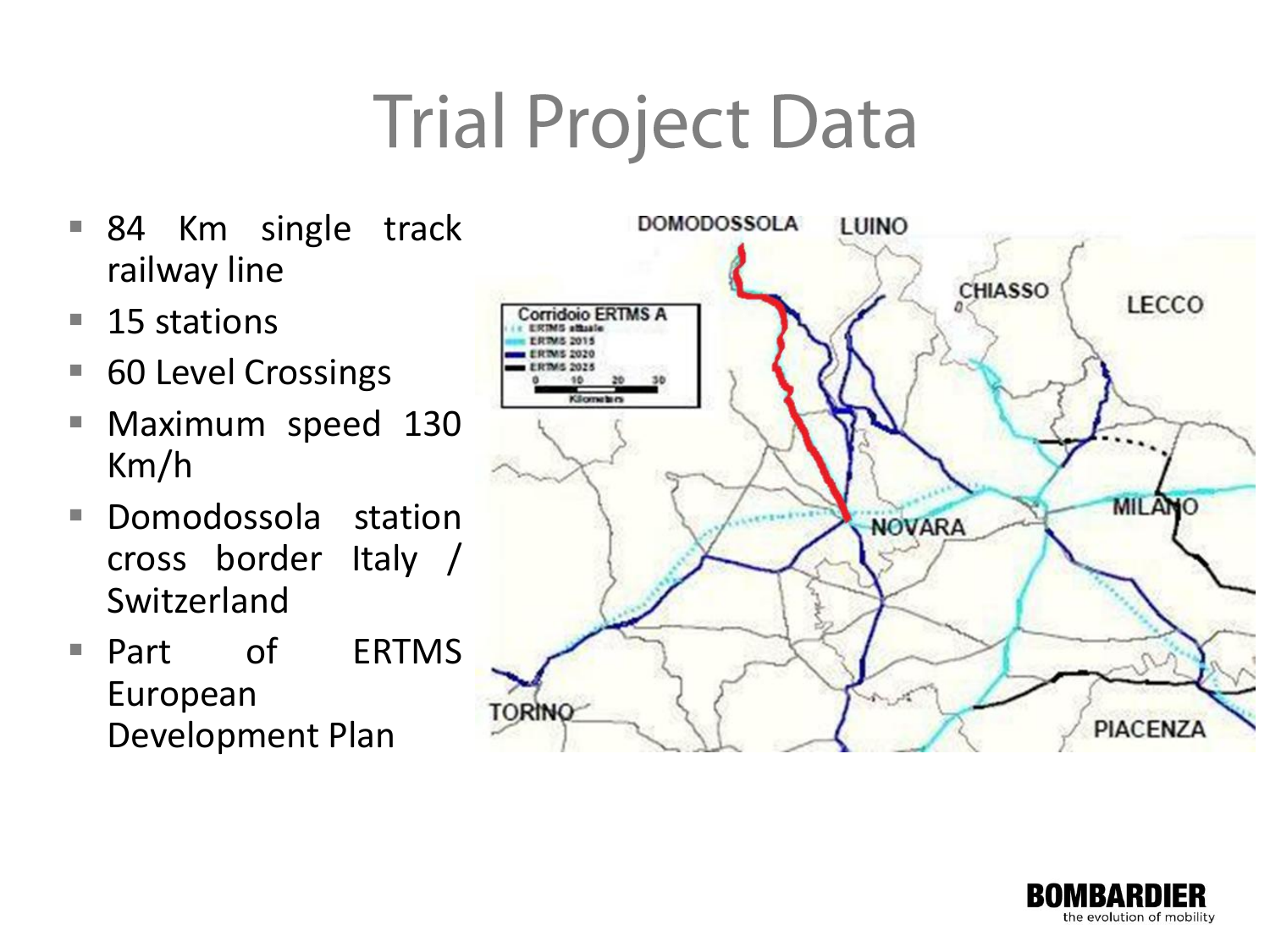# Trial Project Data

- 84 Km single track railway line
- 15 stations
- 60 Level Crossings
- Maximum speed 130 Km/h
- Domodossola station cross border Italy / Switzerland
- Part of ERTMS European Development Plan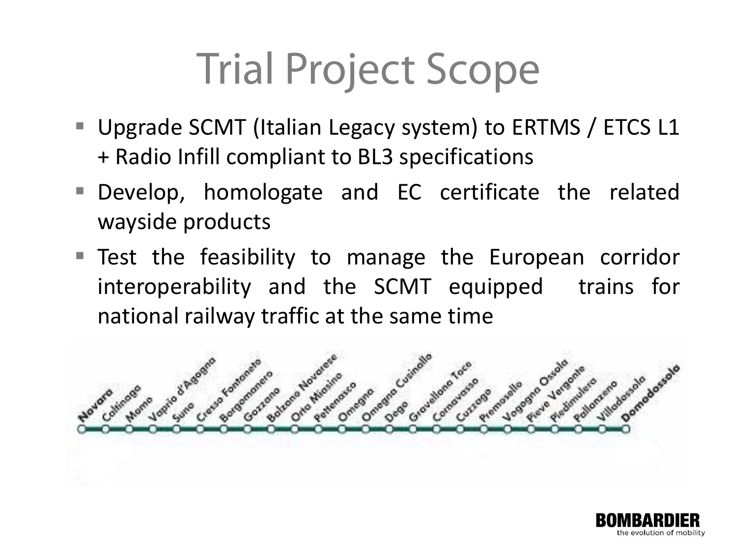# Trial Project Scope

- Upgrade SCMT (Italian Legacy system) to ERTMS / ETCS L1 + Radio Infill compliant to BL3 specifications
- Develop, homologate and EC certificate the related wayside products
- Test the feasibility to manage the European corridor interoperability and the SCMT equipped trains for national railway traffic at the same time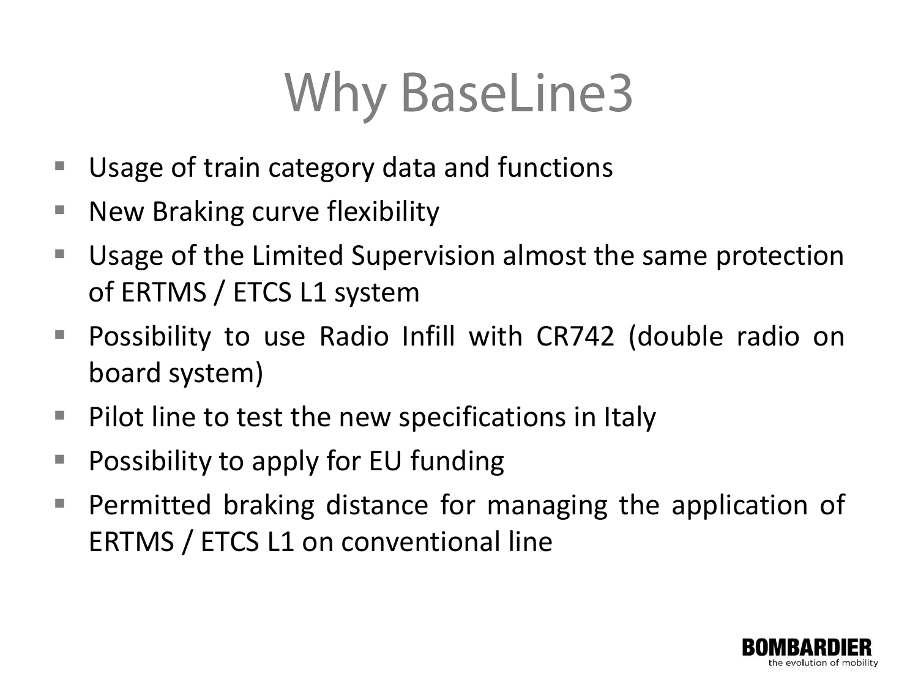# Why BaseLine3

- Usage of train category data and functions
- New Braking curve flexibility
- Usage of the Limited Supervision almost the same protection of ERTMS / ETCS L1 system
- Possibility to use Radio Infill with CR742 (double radio on board system)
- Pilot line to test the new specifications in Italy
- Possibility to apply for EU funding
- Permitted braking distance for managing the application of ERTMS / ETCS L1 on conventional line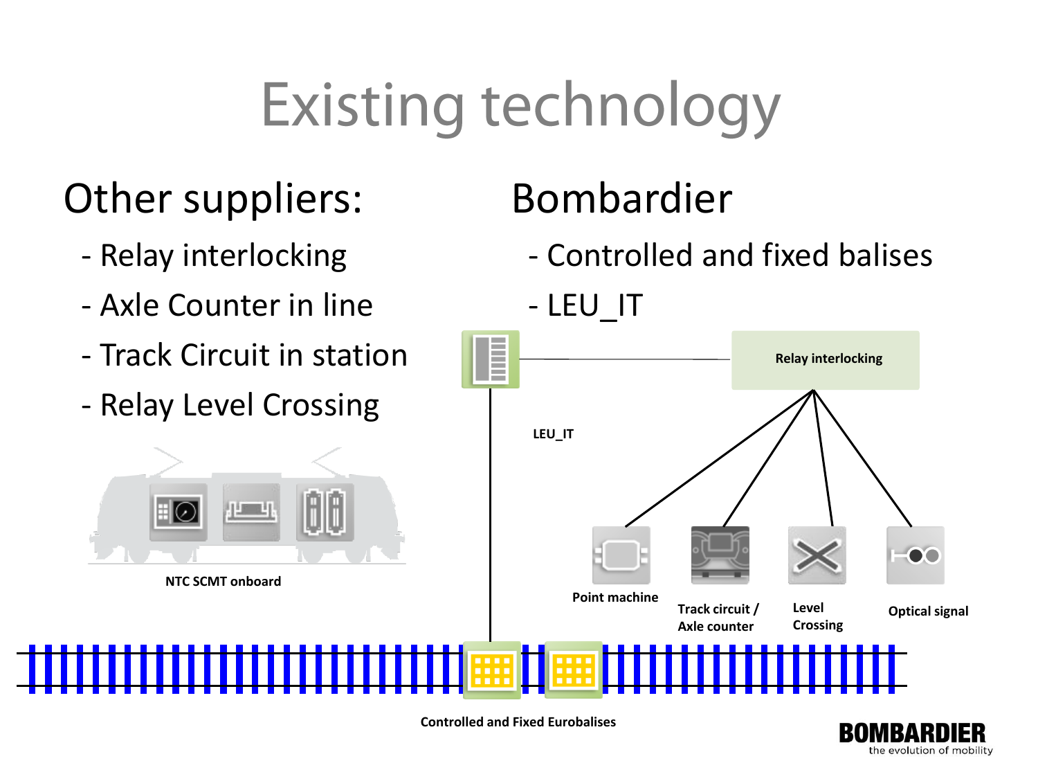# Existing technology

## Other suppliers:

- Relay interlocking
- Axle Counter in line
- Track Circuit in station
- Relay Level Crossing

## Bombardier

- Controlled and fixed balises
- LEU_IT

Relay interlocking

LEU_IT

NTC SCMT onboard

Point machine

Track circuit / Axle counter

Level Crossing

Optical signal

Controlled and Fixed Eurobalises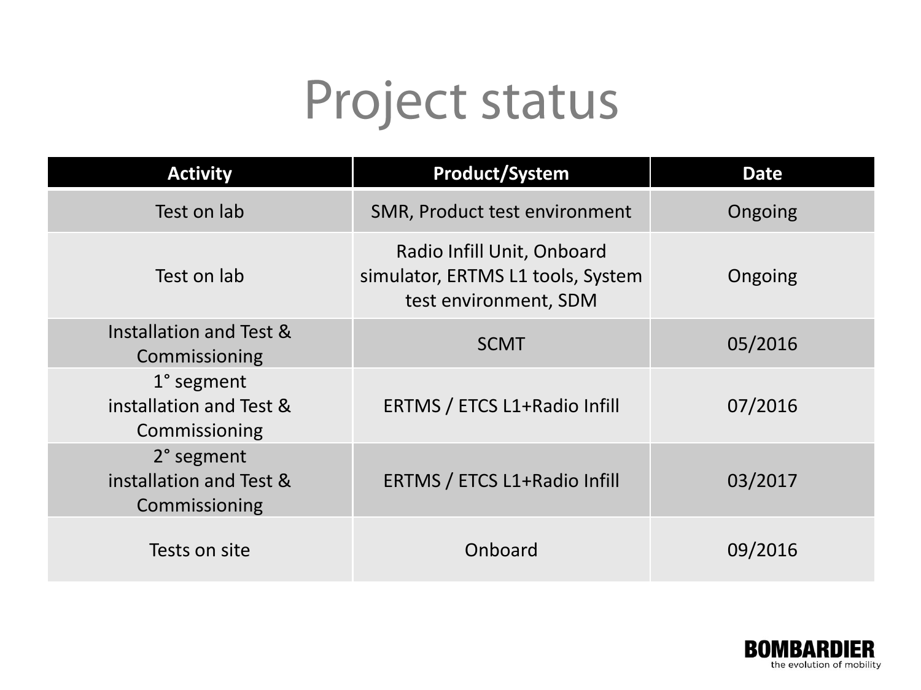# Project status

| Activity | Product/System | Date |
| --- | --- | --- |
| Test on lab | SMR, Product test environment | Ongoing |
| Test on lab | Radio Infill Unit, Onboard simulator, ERTMS L1 tools, System test environment, SDM | Ongoing |
| Installation and Test & Commissioning | SCMT | 05/2016 |
| 1° segment installation and Test & Commissioning | ERTMS / ETCS L1+Radio Infill | 07/2016 |
| 2° segment installation and Test & Commissioning | ERTMS / ETCS L1+Radio Infill | 03/2017 |
| Tests on site | Onboard | 09/2016 |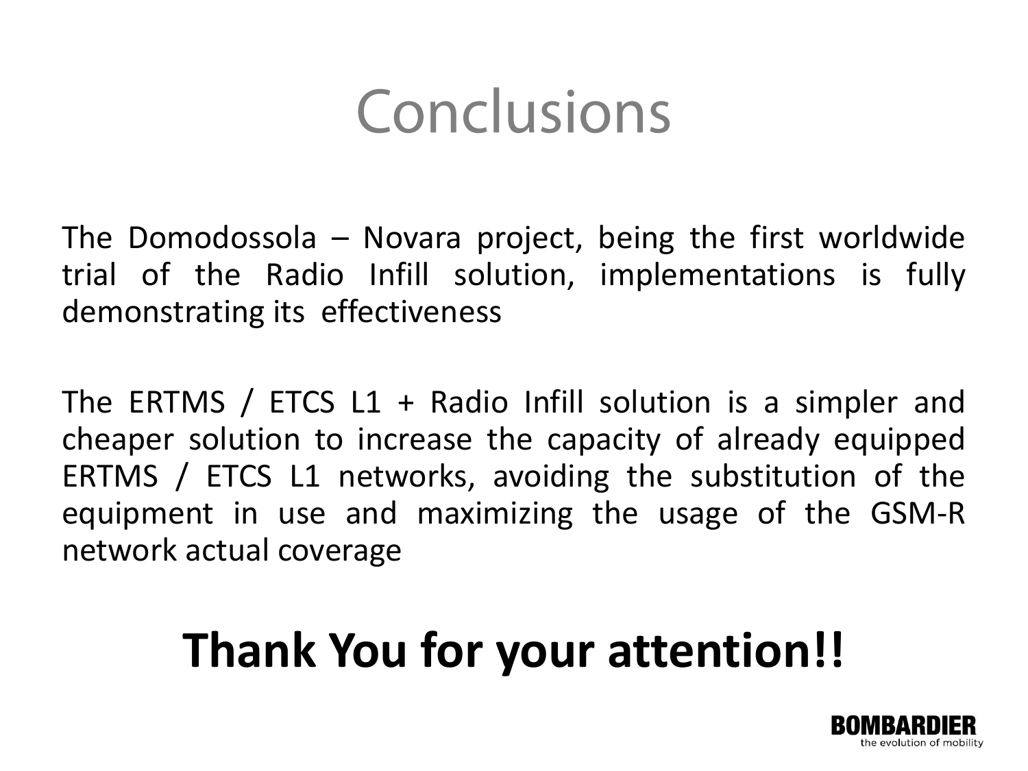# Conclusions

The Domodossola – Novara project, being the first worldwide trial of the Radio Infill solution, implementations is fully demonstrating its effectiveness

The ERTMS / ETCS L1 + Radio Infill solution is a simpler and cheaper solution to increase the capacity of already equipped ERTMS / ETCS L1 networks, avoiding the substitution of the equipment in use and maximizing the usage of the GSM-R network actual coverage

**Thank You for your attention!!**

BOMBARDIER
the evolution of mobility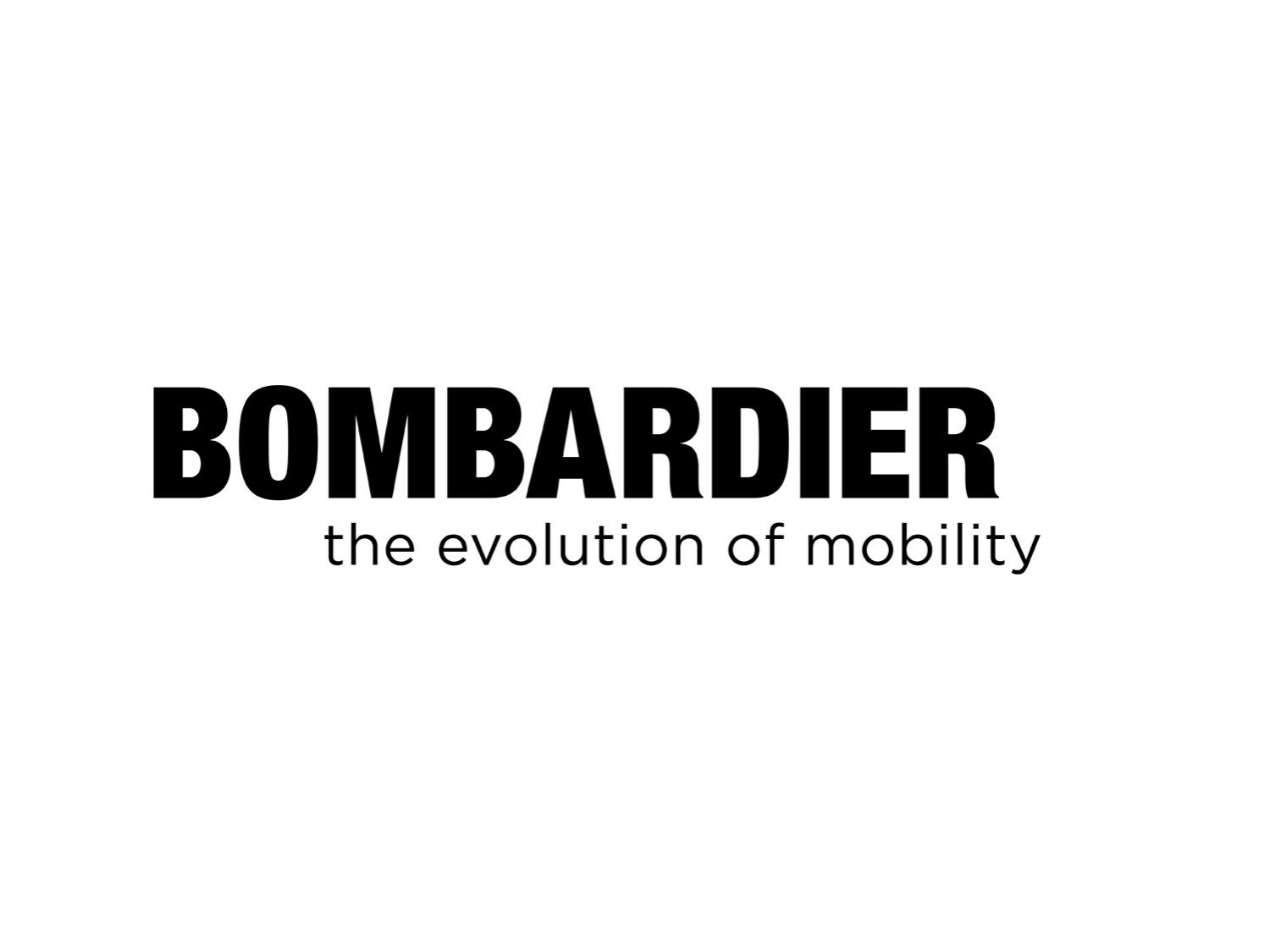# BOMBARDIER

the evolution of mobility